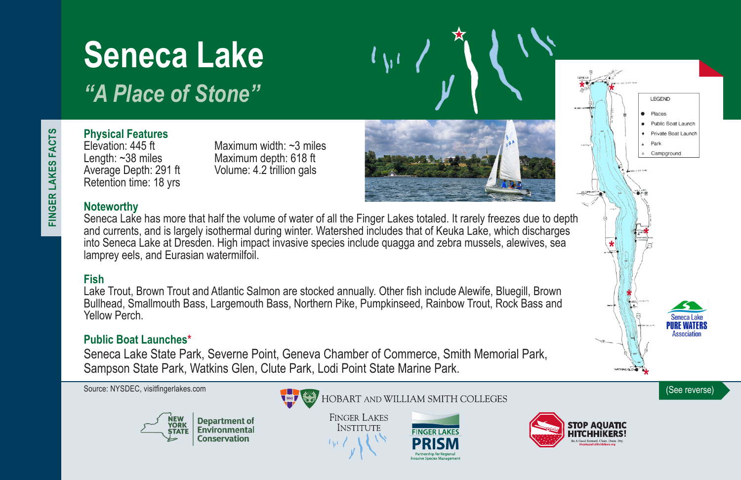# Seneca Lake

## *"A Place of Stone"*

FINGER LAKES FACTS

### Physical Features

Elevation: 445 ft
Length: ~38 miles
Average Depth: 291 ft
Retention time: 18 yrs

Maximum width: ~3 miles
Maximum depth: 618 ft
Volume: 4.2 trillion gals

### Noteworthy

Seneca Lake has more that half the volume of water of all the Finger Lakes totaled. It rarely freezes due to depth and currents, and is largely isothermal during winter. Watershed includes that of Keuka Lake, which discharges into Seneca Lake at Dresden. High impact invasive species include quagga and zebra mussels, alewives, sea lamprey eels, and Eurasian watermilfoil.

### Fish

Lake Trout, Brown Trout and Atlantic Salmon are stocked annually. Other fish include Alewife, Bluegill, Brown Bullhead, Smallmouth Bass, Largemouth Bass, Northern Pike, Pumpkinseed, Rainbow Trout, Rock Bass and Yellow Perch.

### Public Boat Launches*

Seneca Lake State Park, Severne Point, Geneva Chamber of Commerce, Smith Memorial Park, Sampson State Park, Watkins Glen, Clute Park, Lodi Point State Marine Park.

LEGEND

- Places
- Public Boat Launch
- Private Boat Launch
- Park
- Campground

Seneca Lake PURE WATERS Association

(See reverse)

Source: NYSDEC, visitfingerlakes.com

NEW YORK STATE Department of Environmental Conservation

HOBART AND WILLIAM SMITH COLLEGES

FINGER LAKES INSTITUTE

FINGER LAKES PRISM Partnership for Regional Invasive Species Management

STOP AQUATIC HITCHHIKERS! Be A Good Steward. Clean. Drain. Dry. StopAquaticHitchhikers.org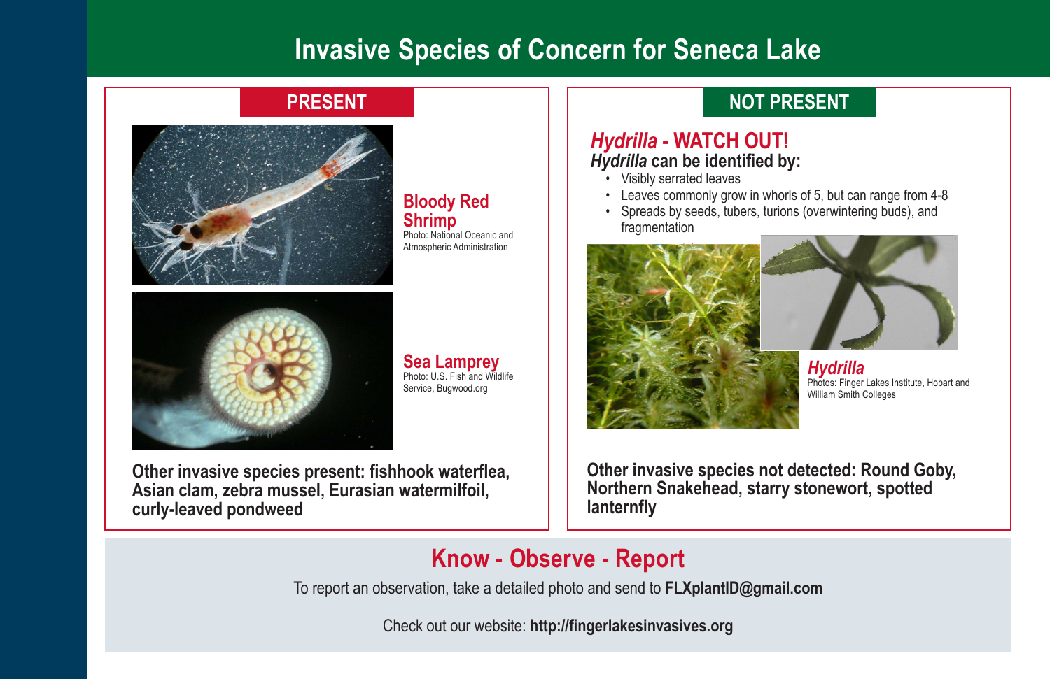# Invasive Species of Concern for Seneca Lake

## PRESENT

**Bloody Red Shrimp**
Photo: National Oceanic and Atmospheric Administration

**Sea Lamprey**
Photo: U.S. Fish and Wildlife Service, Bugwood.org

**Other invasive species present: fishhook waterflea, Asian clam, zebra mussel, Eurasian watermilfoil, curly-leaved pondweed**

## NOT PRESENT

### *Hydrilla* - WATCH OUT!

***Hydrilla* can be identified by:**

- Visibly serrated leaves
- Leaves commonly grow in whorls of 5, but can range from 4-8
- Spreads by seeds, tubers, turions (overwintering buds), and fragmentation

***Hydrilla***
Photos: Finger Lakes Institute, Hobart and William Smith Colleges

**Other invasive species not detected: Round Goby, Northern Snakehead, starry stonewort, spotted lanternfly**

## Know - Observe - Report

To report an observation, take a detailed photo and send to **FLXplantID@gmail.com**

Check out our website: **http://fingerlakesinvasives.org**